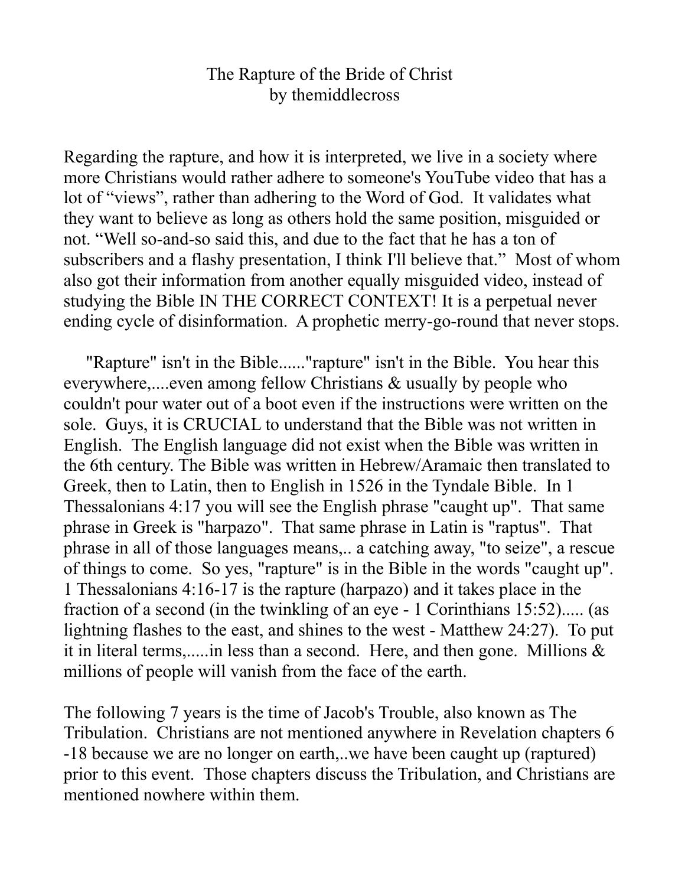# The Rapture of the Bride of Christ
by themiddlecross

Regarding the rapture, and how it is interpreted, we live in a society where more Christians would rather adhere to someone's YouTube video that has a lot of "views", rather than adhering to the Word of God. It validates what they want to believe as long as others hold the same position, misguided or not. "Well so-and-so said this, and due to the fact that he has a ton of subscribers and a flashy presentation, I think I'll believe that." Most of whom also got their information from another equally misguided video, instead of studying the Bible IN THE CORRECT CONTEXT! It is a perpetual never ending cycle of disinformation. A prophetic merry-go-round that never stops.

"Rapture" isn't in the Bible......"rapture" isn't in the Bible. You hear this everywhere,....even among fellow Christians & usually by people who couldn't pour water out of a boot even if the instructions were written on the sole. Guys, it is CRUCIAL to understand that the Bible was not written in English. The English language did not exist when the Bible was written in the 6th century. The Bible was written in Hebrew/Aramaic then translated to Greek, then to Latin, then to English in 1526 in the Tyndale Bible. In 1 Thessalonians 4:17 you will see the English phrase "caught up". That same phrase in Greek is "harpazo". That same phrase in Latin is "raptus". That phrase in all of those languages means,.. a catching away, "to seize", a rescue of things to come. So yes, "rapture" is in the Bible in the words "caught up". 1 Thessalonians 4:16-17 is the rapture (harpazo) and it takes place in the fraction of a second (in the twinkling of an eye - 1 Corinthians 15:52)..... (as lightning flashes to the east, and shines to the west - Matthew 24:27). To put it in literal terms,.....in less than a second. Here, and then gone. Millions & millions of people will vanish from the face of the earth.

The following 7 years is the time of Jacob's Trouble, also known as The Tribulation. Christians are not mentioned anywhere in Revelation chapters 6 -18 because we are no longer on earth,..we have been caught up (raptured) prior to this event. Those chapters discuss the Tribulation, and Christians are mentioned nowhere within them.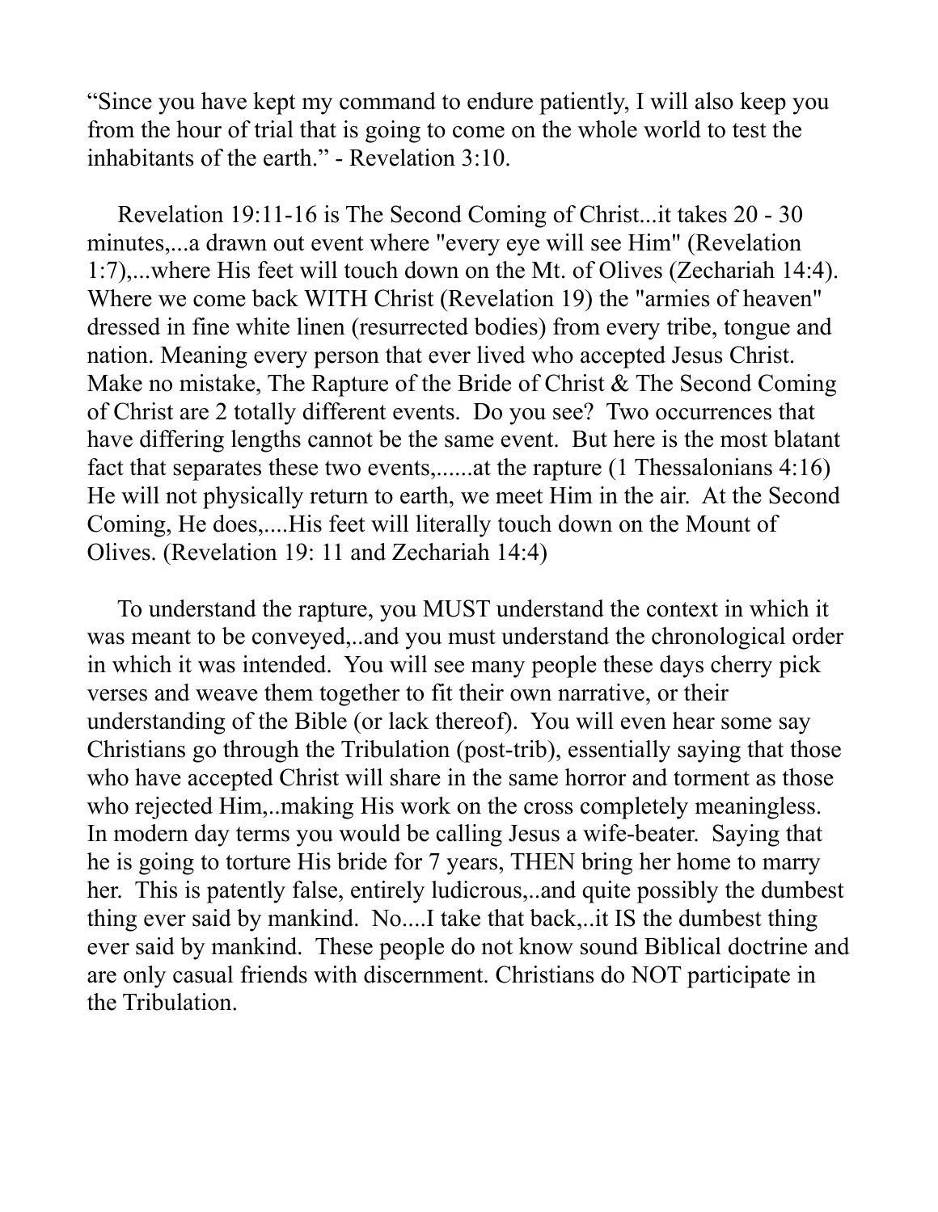“Since you have kept my command to endure patiently, I will also keep you from the hour of trial that is going to come on the whole world to test the inhabitants of the earth.” - Revelation 3:10.

Revelation 19:11-16 is The Second Coming of Christ...it takes 20 - 30 minutes,...a drawn out event where "every eye will see Him" (Revelation 1:7),...where His feet will touch down on the Mt. of Olives (Zechariah 14:4). Where we come back WITH Christ (Revelation 19) the "armies of heaven" dressed in fine white linen (resurrected bodies) from every tribe, tongue and nation. Meaning every person that ever lived who accepted Jesus Christ. Make no mistake, The Rapture of the Bride of Christ & The Second Coming of Christ are 2 totally different events. Do you see? Two occurrences that have differing lengths cannot be the same event. But here is the most blatant fact that separates these two events,......at the rapture (1 Thessalonians 4:16) He will not physically return to earth, we meet Him in the air. At the Second Coming, He does,....His feet will literally touch down on the Mount of Olives. (Revelation 19: 11 and Zechariah 14:4)

To understand the rapture, you MUST understand the context in which it was meant to be conveyed,..and you must understand the chronological order in which it was intended. You will see many people these days cherry pick verses and weave them together to fit their own narrative, or their understanding of the Bible (or lack thereof). You will even hear some say Christians go through the Tribulation (post-trib), essentially saying that those who have accepted Christ will share in the same horror and torment as those who rejected Him,..making His work on the cross completely meaningless. In modern day terms you would be calling Jesus a wife-beater. Saying that he is going to torture His bride for 7 years, THEN bring her home to marry her. This is patently false, entirely ludicrous,..and quite possibly the dumbest thing ever said by mankind. No....I take that back,..it IS the dumbest thing ever said by mankind. These people do not know sound Biblical doctrine and are only casual friends with discernment. Christians do NOT participate in the Tribulation.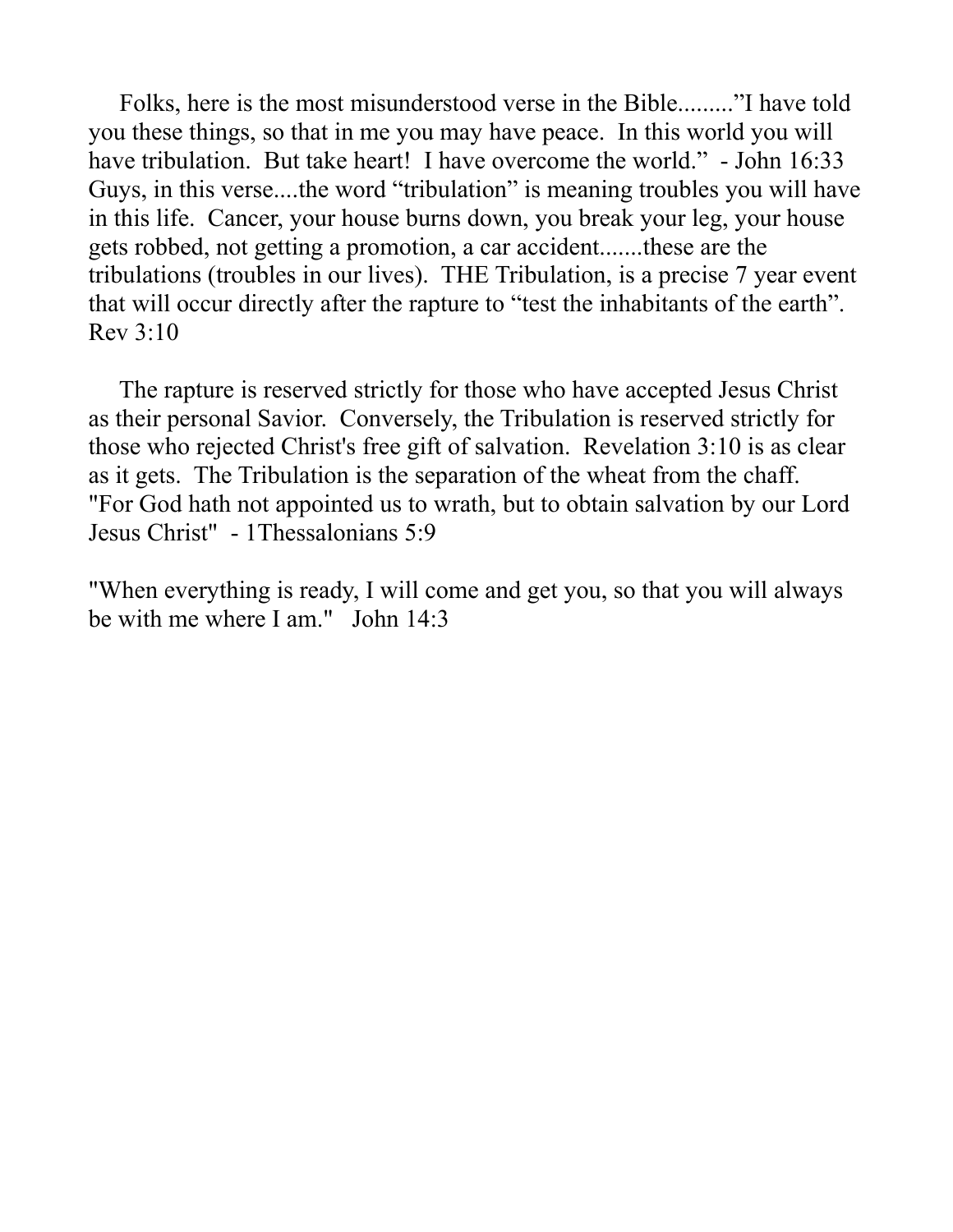Folks, here is the most misunderstood verse in the Bible.........”I have told you these things, so that in me you may have peace. In this world you will have tribulation. But take heart! I have overcome the world.” - John 16:33 Guys, in this verse....the word “tribulation” is meaning troubles you will have in this life. Cancer, your house burns down, you break your leg, your house gets robbed, not getting a promotion, a car accident.......these are the tribulations (troubles in our lives). THE Tribulation, is a precise 7 year event that will occur directly after the rapture to “test the inhabitants of the earth”. Rev 3:10

The rapture is reserved strictly for those who have accepted Jesus Christ as their personal Savior. Conversely, the Tribulation is reserved strictly for those who rejected Christ's free gift of salvation. Revelation 3:10 is as clear as it gets. The Tribulation is the separation of the wheat from the chaff. "For God hath not appointed us to wrath, but to obtain salvation by our Lord Jesus Christ" - 1Thessalonians 5:9

"When everything is ready, I will come and get you, so that you will always be with me where I am." John 14:3